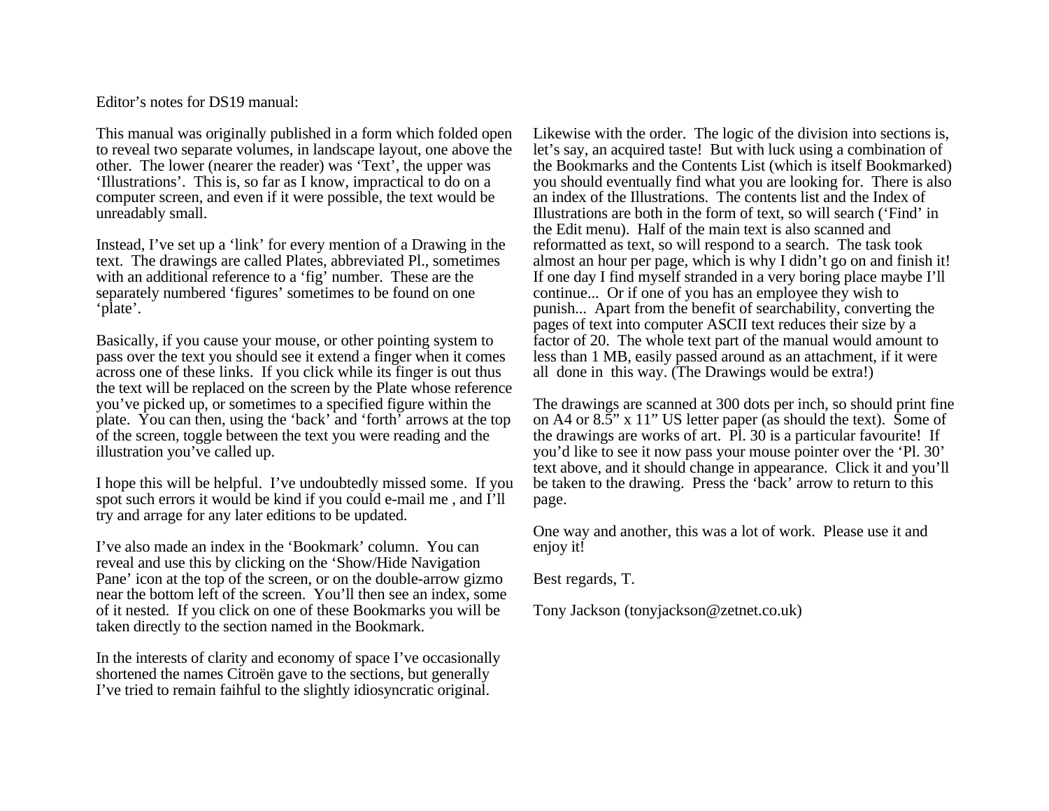Editor's notes for DS19 manual:

This manual was originally published in a form which folded open to reveal two separate volumes, in landscape layout, one above the other. The lower (nearer the reader) was 'Text', the upper was 'Illustrations'. This is, so far as I know, impractical to do on a computer screen, and even if it were possible, the text would be unreadably small.

Instead, I've set up a 'link' for every mention of a Drawing in the text. The drawings are called Plates, abbreviated Pl., sometimes with an additional reference to a 'fig' number. These are the separately numbered 'figures' sometimes to be found on one 'plate'.

Basically, if you cause your mouse, or other pointing system to pass over the text you should see it extend a finger when it comes across one of these links. If you click while its finger is out thus the text will be replaced on the screen by the Plate whose reference you've picked up, or sometimes to a specified figure within the plate. You can then, using the 'back' and 'forth' arrows at the top of the screen, toggle between the text you were reading and the illustration you've called up.

I hope this will be helpful. I've undoubtedly missed some. If you spot such errors it would be kind if you could e-mail me , and I'll try and arrage for any later editions to be updated.

I've also made an index in the 'Bookmark' column. You can reveal and use this by clicking on the 'Show/Hide Navigation Pane' icon at the top of the screen, or on the double-arrow gizmo near the bottom left of the screen. You'll then see an index, some of it nested. If you click on one of these Bookmarks you will be taken directly to the section named in the Bookmark.

In the interests of clarity and economy of space I've occasionally shortened the names Citroën gave to the sections, but generally I've tried to remain faihful to the slightly idiosyncratic original.

Likewise with the order. The logic of the division into sections is, let's say, an acquired taste! But with luck using a combination of the Bookmarks and the Contents List (which is itself Bookmarked) you should eventually find what you are looking for. There is also an index of the Illustrations. The contents list and the Index of Illustrations are both in the form of text, so will search ('Find' in the Edit menu). Half of the main text is also scanned and reformatted as text, so will respond to a search. The task took almost an hour per page, which is why I didn't go on and finish it! If one day I find myself stranded in a very boring place maybe I'll continue... Or if one of you has an employee they wish to punish... Apart from the benefit of searchability, converting the pages of text into computer ASCII text reduces their size by a factor of 20. The whole text part of the manual would amount to less than 1 MB, easily passed around as an attachment, if it were all done in this way. (The Drawings would be extra!)

The drawings are scanned at 300 dots per inch, so should print fine on A4 or 8.5" x 11" US letter paper (as should the text). Some of the drawings are works of art. Pl. 30 is a particular favourite! If you'd like to see it now pass your mouse pointer over the 'Pl. 30' text above, and it should change in appearance. Click it and you'll be taken to the drawing. Press the 'back' arrow to return to this page.

One way and another, this was a lot of work. Please use it and enjoy it!

Best regards, T.

Tony Jackson (tonyjackson@zetnet.co.uk)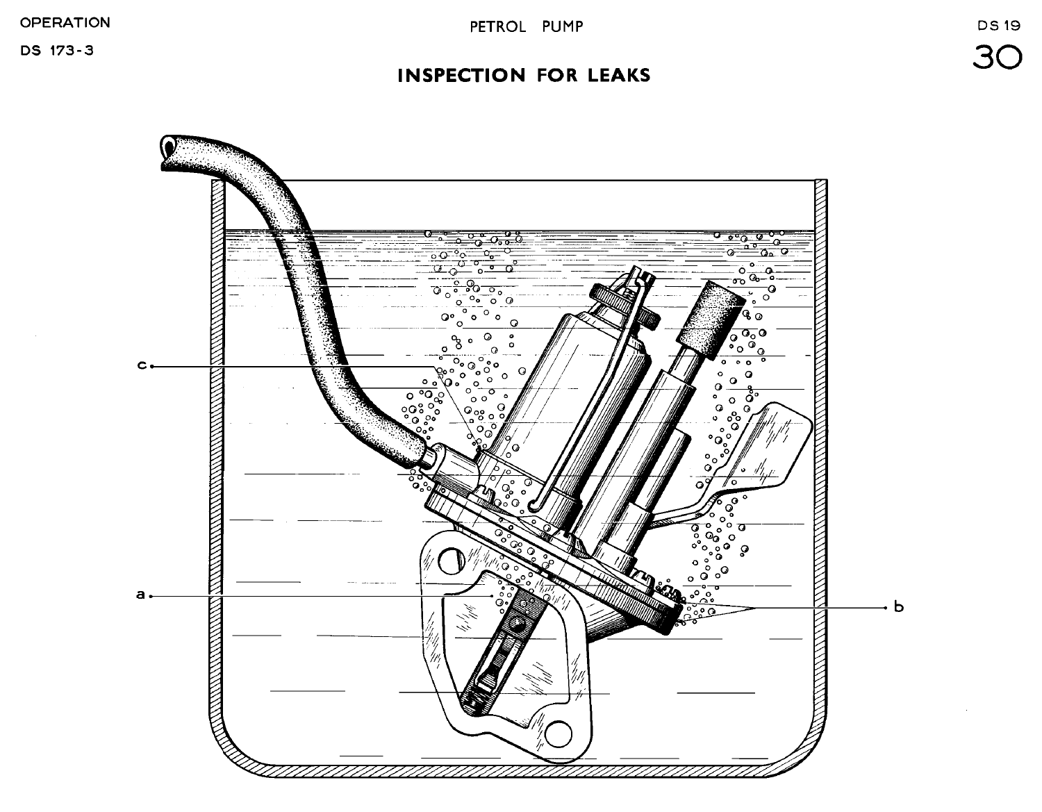# INSPECTION FOR LEAKS

c

a

b